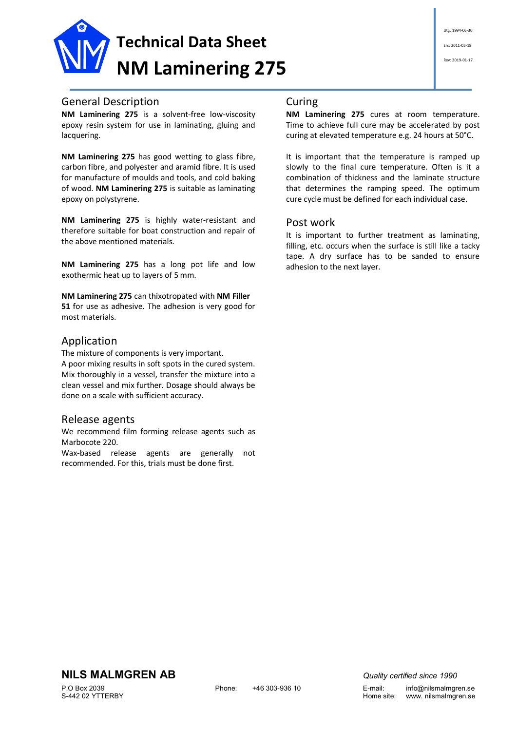# Technical Data Sheet
# NM Laminering 275

Utg: 1994-06-30

Ers: 2011-05-18

Rev: 2019-01-17

## General Description

**NM Laminering 275** is a solvent-free low-viscosity epoxy resin system for use in laminating, gluing and lacquering.

**NM Laminering 275** has good wetting to glass fibre, carbon fibre, and polyester and aramid fibre. It is used for manufacture of moulds and tools, and cold baking of wood. **NM Laminering 275** is suitable as laminating epoxy on polystyrene.

**NM Laminering 275** is highly water-resistant and therefore suitable for boat construction and repair of the above mentioned materials.

**NM Laminering 275** has a long pot life and low exothermic heat up to layers of 5 mm.

**NM Laminering 275** can thixotropated with **NM Filler 51** for use as adhesive. The adhesion is very good for most materials.

## Application

The mixture of components is very important.
A poor mixing results in soft spots in the cured system. Mix thoroughly in a vessel, transfer the mixture into a clean vessel and mix further. Dosage should always be done on a scale with sufficient accuracy.

## Release agents

We recommend film forming release agents such as Marbocote 220.
Wax-based release agents are generally not recommended. For this, trials must be done first.

## Curing

**NM Laminering 275** cures at room temperature. Time to achieve full cure may be accelerated by post curing at elevated temperature e.g. 24 hours at 50°C.

It is important that the temperature is ramped up slowly to the final cure temperature. Often is it a combination of thickness and the laminate structure that determines the ramping speed. The optimum cure cycle must be defined for each individual case.

## Post work

It is important to further treatment as laminating, filling, etc. occurs when the surface is still like a tacky tape. A dry surface has to be sanded to ensure adhesion to the next layer.

**NILS MALMGREN AB**

P.O Box 2039
S-442 02 YTTERBY

Phone: +46 303-936 10

*Quality certified since 1990*

E-mail: info@nilsmalmgren.se
Home site: www. nilsmalmgren.se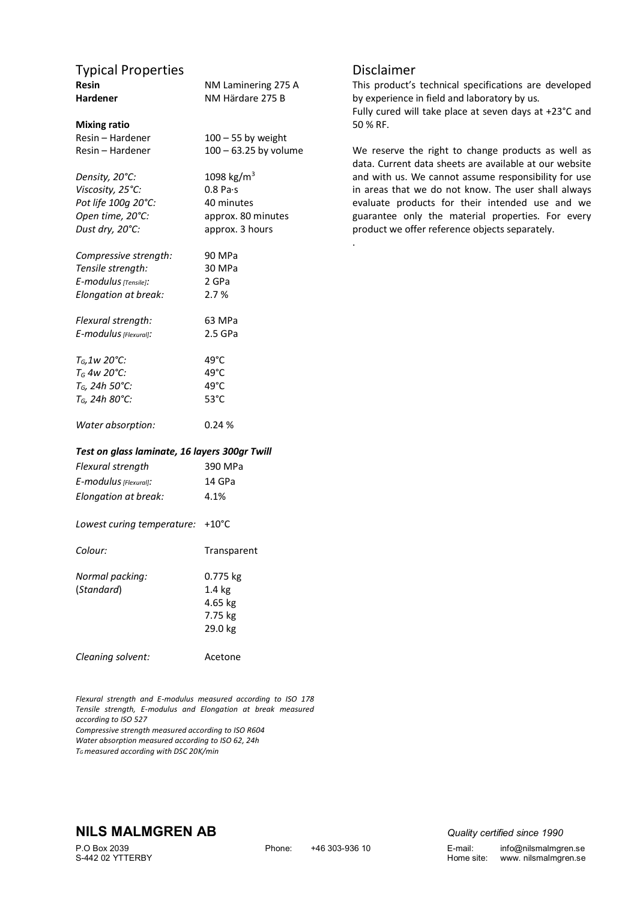## Typical Properties

| | |
|---|---|
| **Resin** | NM Laminering 275 A |
| **Hardener** | NM Härdare 275 B |

**Mixing ratio**

| | |
|---|---|
| Resin – Hardener | 100 – 55 by weight |
| Resin – Hardener | 100 – 63.25 by volume |

| | |
|---|---|
| *Density, 20°C:* | 1098 kg/m$^3$ |
| *Viscosity, 25°C:* | 0.8 Pa·s |
| *Pot life 100g 20°C:* | 40 minutes |
| *Open time, 20°C:* | approx. 80 minutes |
| *Dust dry, 20°C:* | approx. 3 hours |

| | |
|---|---|
| *Compressive strength:* | 90 MPa |
| *Tensile strength:* | 30 MPa |
| *E-modulus [Tensile]:* | 2 GPa |
| *Elongation at break:* | 2.7 % |

| | |
|---|---|
| *Flexural strength:* | 63 MPa |
| *E-modulus [Flexural]:* | 2.5 GPa |

| | |
|---|---|
| *$T_G$,1w 20°C:* | 49°C |
| *$T_G$ 4w 20°C:* | 49°C |
| *$T_G$, 24h 50°C:* | 49°C |
| *$T_G$, 24h 80°C:* | 53°C |

| | |
|---|---|
| *Water absorption:* | 0.24 % |

***Test on glass laminate, 16 layers 300gr Twill***

| | |
|---|---|
| *Flexural strength* | 390 MPa |
| *E-modulus [Flexural]:* | 14 GPa |
| *Elongation at break:* | 4.1% |

| | |
|---|---|
| *Lowest curing temperature:* | +10°C |
| *Colour:* | Transparent |
| *Normal packing:* (*Standard*) | 0.775 kg<br>1.4 kg<br>4.65 kg<br>7.75 kg<br>29.0 kg |
| *Cleaning solvent:* | Acetone |

*Flexural strength and E-modulus measured according to ISO 178*
*Tensile strength, E-modulus and Elongation at break measured according to ISO 527*
*Compressive strength measured according to ISO R604*
*Water absorption measured according to ISO 62, 24h*
*$T_G$ measured according with DSC 20K/min*

## Disclaimer

This product's technical specifications are developed by experience in field and laboratory by us.
Fully cured will take place at seven days at +23°C and 50 % RF.

We reserve the right to change products as well as data. Current data sheets are available at our website and with us. We cannot assume responsibility for use in areas that we do not know. The user shall always evaluate products for their intended use and we guarantee only the material properties. For every product we offer reference objects separately.

.

**NILS MALMGREN AB**

P.O Box 2039
S-442 02 YTTERBY

Phone: +46 303-936 10

*Quality certified since 1990*

E-mail: info@nilsmalmgren.se
Home site: www. nilsmalmgren.se